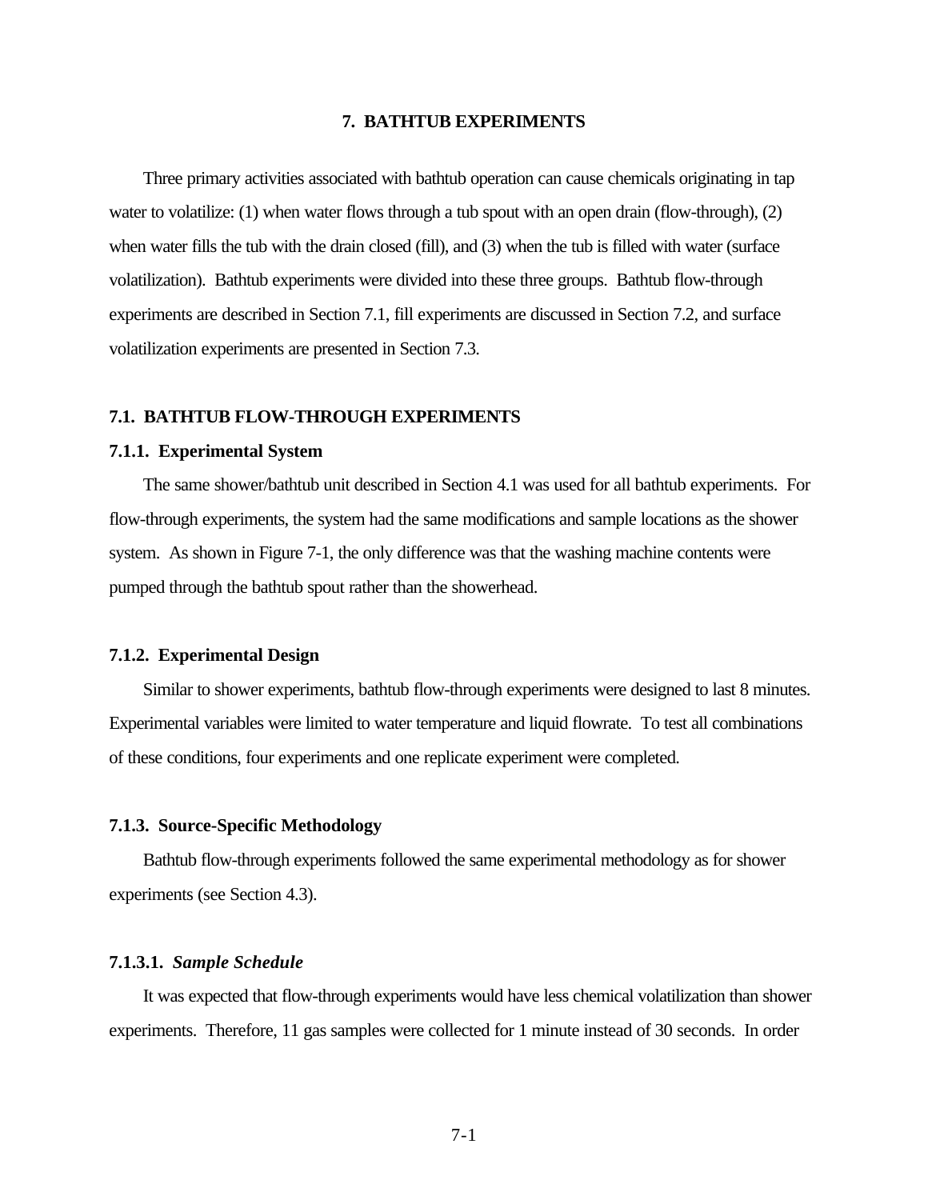# 7. BATHTUB EXPERIMENTS

Three primary activities associated with bathtub operation can cause chemicals originating in tap water to volatilize: (1) when water flows through a tub spout with an open drain (flow-through), (2) when water fills the tub with the drain closed (fill), and (3) when the tub is filled with water (surface volatilization). Bathtub experiments were divided into these three groups. Bathtub flow-through experiments are described in Section 7.1, fill experiments are discussed in Section 7.2, and surface volatilization experiments are presented in Section 7.3.

## 7.1. BATHTUB FLOW-THROUGH EXPERIMENTS

### 7.1.1. Experimental System

The same shower/bathtub unit described in Section 4.1 was used for all bathtub experiments. For flow-through experiments, the system had the same modifications and sample locations as the shower system. As shown in Figure 7-1, the only difference was that the washing machine contents were pumped through the bathtub spout rather than the showerhead.

### 7.1.2. Experimental Design

Similar to shower experiments, bathtub flow-through experiments were designed to last 8 minutes. Experimental variables were limited to water temperature and liquid flowrate. To test all combinations of these conditions, four experiments and one replicate experiment were completed.

### 7.1.3. Source-Specific Methodology

Bathtub flow-through experiments followed the same experimental methodology as for shower experiments (see Section 4.3).

#### 7.1.3.1. *Sample Schedule*

It was expected that flow-through experiments would have less chemical volatilization than shower experiments. Therefore, 11 gas samples were collected for 1 minute instead of 30 seconds. In order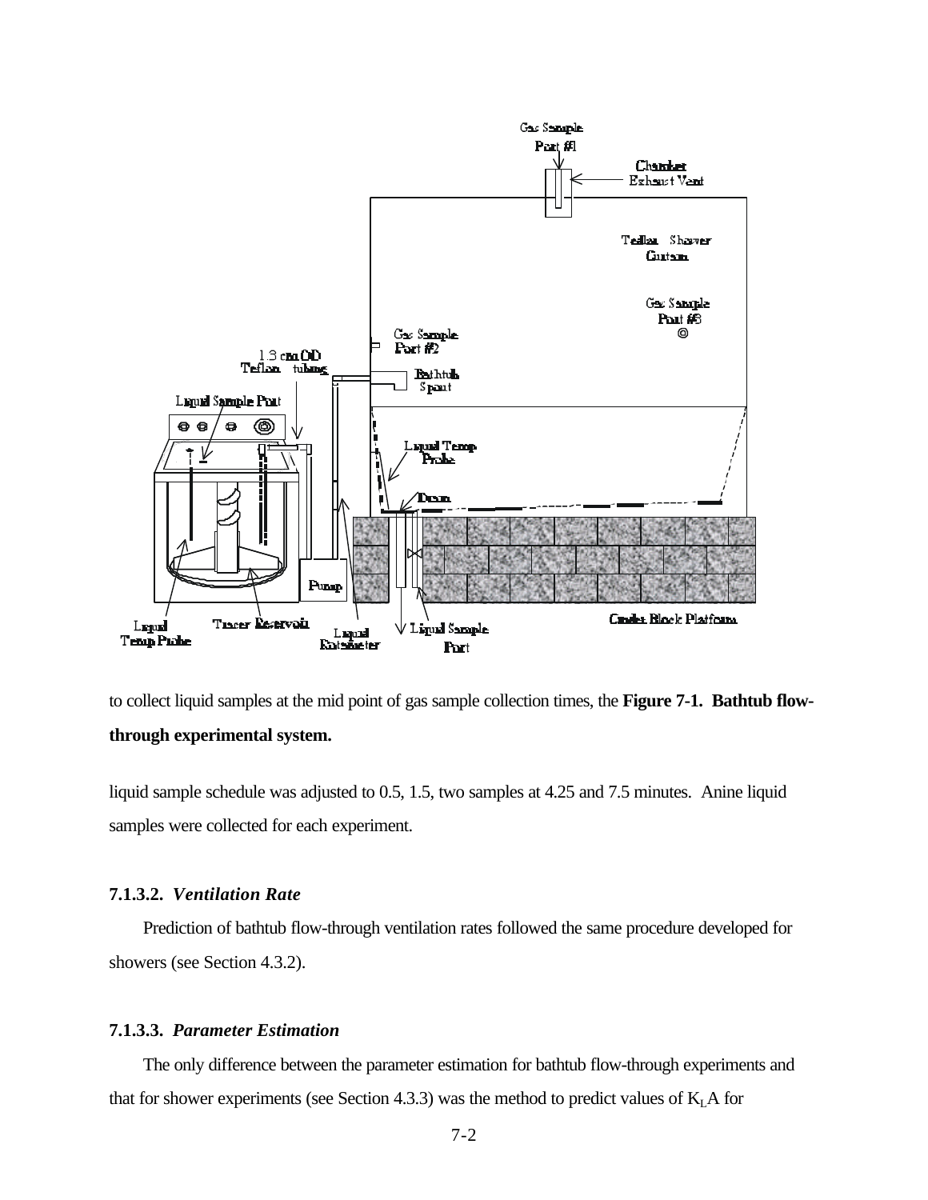to collect liquid samples at the mid point of gas sample collection times, the **Figure 7-1. Bathtub flow-through experimental system.**

liquid sample schedule was adjusted to 0.5, 1.5, two samples at 4.25 and 7.5 minutes. Anine liquid samples were collected for each experiment.

### 7.1.3.2. *Ventilation Rate*

Prediction of bathtub flow-through ventilation rates followed the same procedure developed for showers (see Section 4.3.2).

### 7.1.3.3. *Parameter Estimation*

The only difference between the parameter estimation for bathtub flow-through experiments and that for shower experiments (see Section 4.3.3) was the method to predict values of $K_LA$ for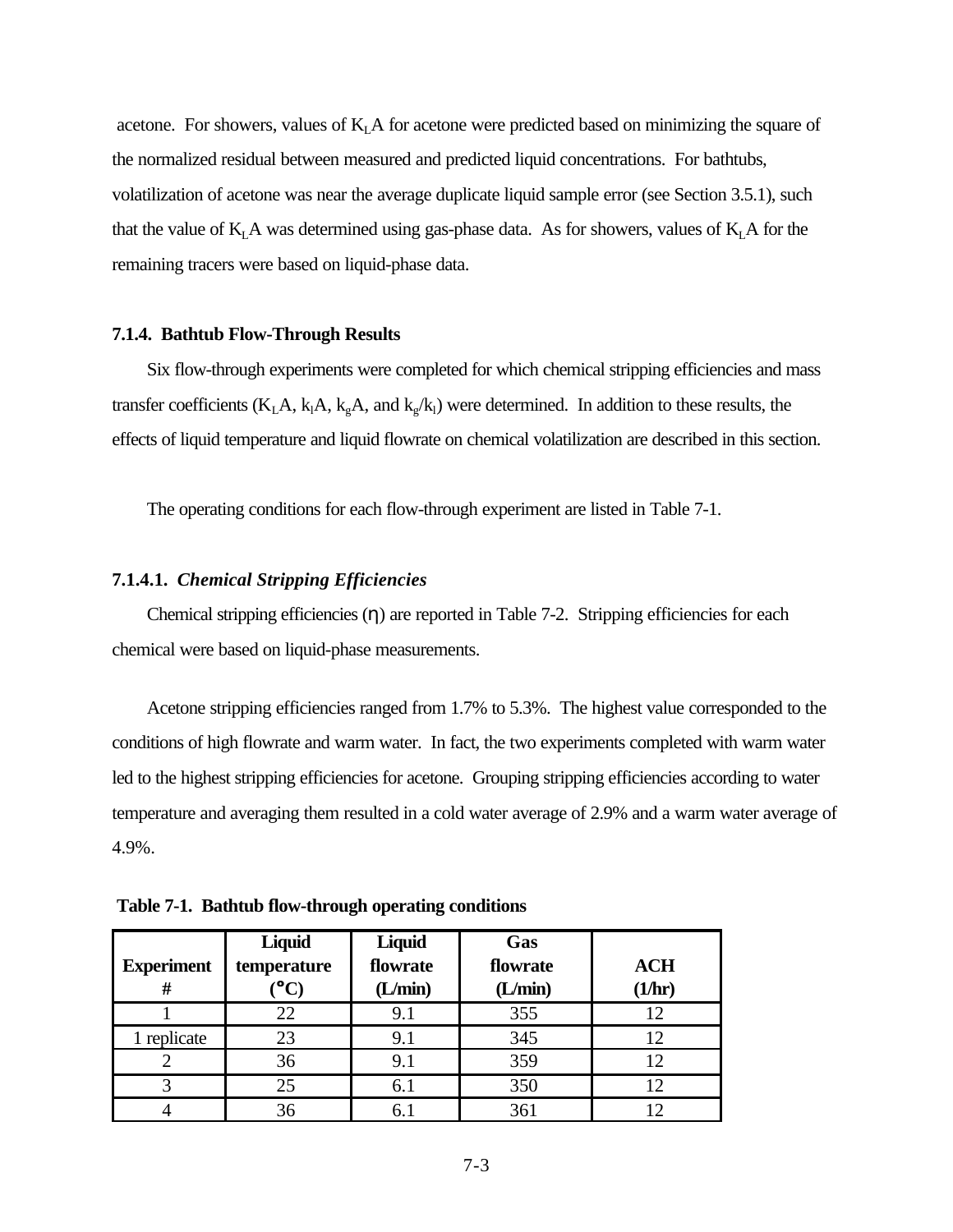acetone. For showers, values of $K_LA$ for acetone were predicted based on minimizing the square of the normalized residual between measured and predicted liquid concentrations. For bathtubs, volatilization of acetone was near the average duplicate liquid sample error (see Section 3.5.1), such that the value of $K_LA$ was determined using gas-phase data. As for showers, values of $K_LA$ for the remaining tracers were based on liquid-phase data.

### 7.1.4. Bathtub Flow-Through Results

Six flow-through experiments were completed for which chemical stripping efficiencies and mass transfer coefficients ($K_LA$, $k_lA$, $k_gA$, and $k_g/k_l$) were determined. In addition to these results, the effects of liquid temperature and liquid flowrate on chemical volatilization are described in this section.

The operating conditions for each flow-through experiment are listed in Table 7-1.

#### 7.1.4.1. *Chemical Stripping Efficiencies*

Chemical stripping efficiencies ($\eta$) are reported in Table 7-2. Stripping efficiencies for each chemical were based on liquid-phase measurements.

Acetone stripping efficiencies ranged from 1.7% to 5.3%. The highest value corresponded to the conditions of high flowrate and warm water. In fact, the two experiments completed with warm water led to the highest stripping efficiencies for acetone. Grouping stripping efficiencies according to water temperature and averaging them resulted in a cold water average of 2.9% and a warm water average of 4.9%.

**Table 7-1. Bathtub flow-through operating conditions**

| Experiment # | Liquid temperature (°C) | Liquid flowrate (L/min) | Gas flowrate (L/min) | ACH (1/hr) |
|---|---|---|---|---|
| 1 | 22 | 9.1 | 355 | 12 |
| 1 replicate | 23 | 9.1 | 345 | 12 |
| 2 | 36 | 9.1 | 359 | 12 |
| 3 | 25 | 6.1 | 350 | 12 |
| 4 | 36 | 6.1 | 361 | 12 |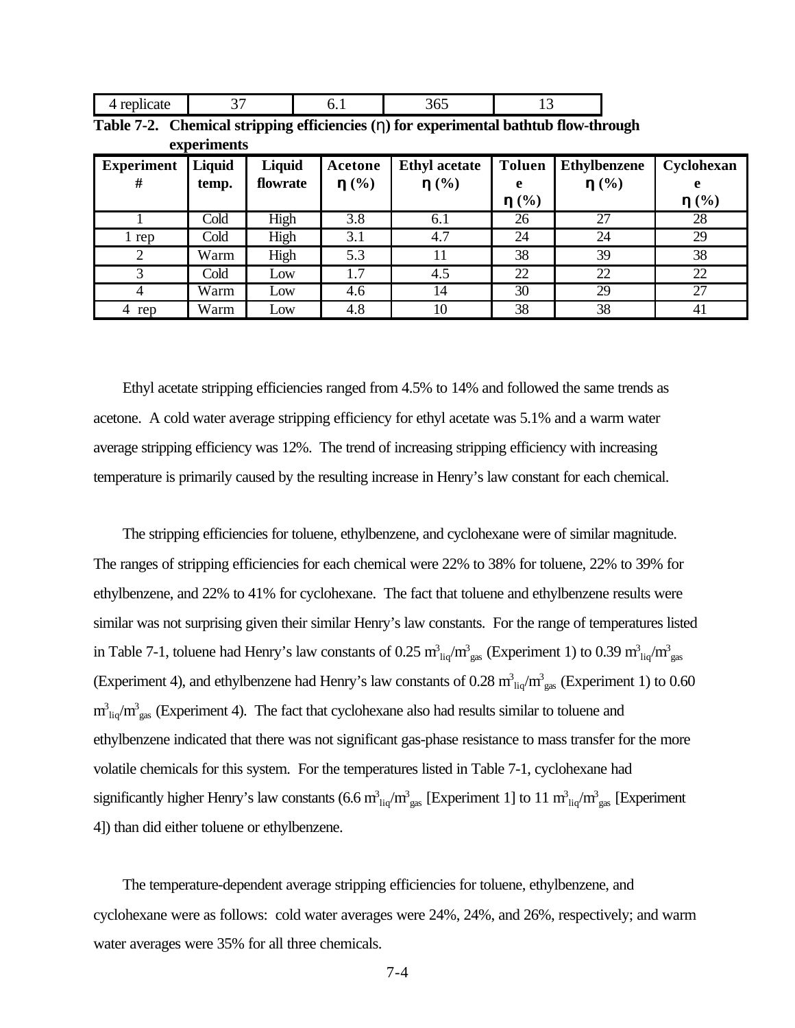| 4 replicate | 37 | 6.1 | 365 | 13 |
|---|---|---|---|---|

**Table 7-2. Chemical stripping efficiencies (η) for experimental bathtub flow-through experiments**

| Experiment # | Liquid temp. | Liquid flowrate | Acetone η (%) | Ethyl acetate η (%) | Toluene η (%) | Ethylbenzene η (%) | Cyclohexane η (%) |
|---|---|---|---|---|---|---|---|
| 1 | Cold | High | 3.8 | 6.1 | 26 | 27 | 28 |
| 1 rep | Cold | High | 3.1 | 4.7 | 24 | 24 | 29 |
| 2 | Warm | High | 5.3 | 11 | 38 | 39 | 38 |
| 3 | Cold | Low | 1.7 | 4.5 | 22 | 22 | 22 |
| 4 | Warm | Low | 4.6 | 14 | 30 | 29 | 27 |
| 4 rep | Warm | Low | 4.8 | 10 | 38 | 38 | 41 |

Ethyl acetate stripping efficiencies ranged from 4.5% to 14% and followed the same trends as acetone. A cold water average stripping efficiency for ethyl acetate was 5.1% and a warm water average stripping efficiency was 12%. The trend of increasing stripping efficiency with increasing temperature is primarily caused by the resulting increase in Henry's law constant for each chemical.

The stripping efficiencies for toluene, ethylbenzene, and cyclohexane were of similar magnitude. The ranges of stripping efficiencies for each chemical were 22% to 38% for toluene, 22% to 39% for ethylbenzene, and 22% to 41% for cyclohexane. The fact that toluene and ethylbenzene results were similar was not surprising given their similar Henry's law constants. For the range of temperatures listed in Table 7-1, toluene had Henry's law constants of 0.25 $m^3_{liq}/m^3_{gas}$ (Experiment 1) to 0.39 $m^3_{liq}/m^3_{gas}$ (Experiment 4), and ethylbenzene had Henry's law constants of 0.28 $m^3_{liq}/m^3_{gas}$ (Experiment 1) to 0.60 $m^3_{liq}/m^3_{gas}$ (Experiment 4). The fact that cyclohexane also had results similar to toluene and ethylbenzene indicated that there was not significant gas-phase resistance to mass transfer for the more volatile chemicals for this system. For the temperatures listed in Table 7-1, cyclohexane had significantly higher Henry's law constants (6.6 $m^3_{liq}/m^3_{gas}$ [Experiment 1] to 11 $m^3_{liq}/m^3_{gas}$ [Experiment 4]) than did either toluene or ethylbenzene.

The temperature-dependent average stripping efficiencies for toluene, ethylbenzene, and cyclohexane were as follows: cold water averages were 24%, 24%, and 26%, respectively; and warm water averages were 35% for all three chemicals.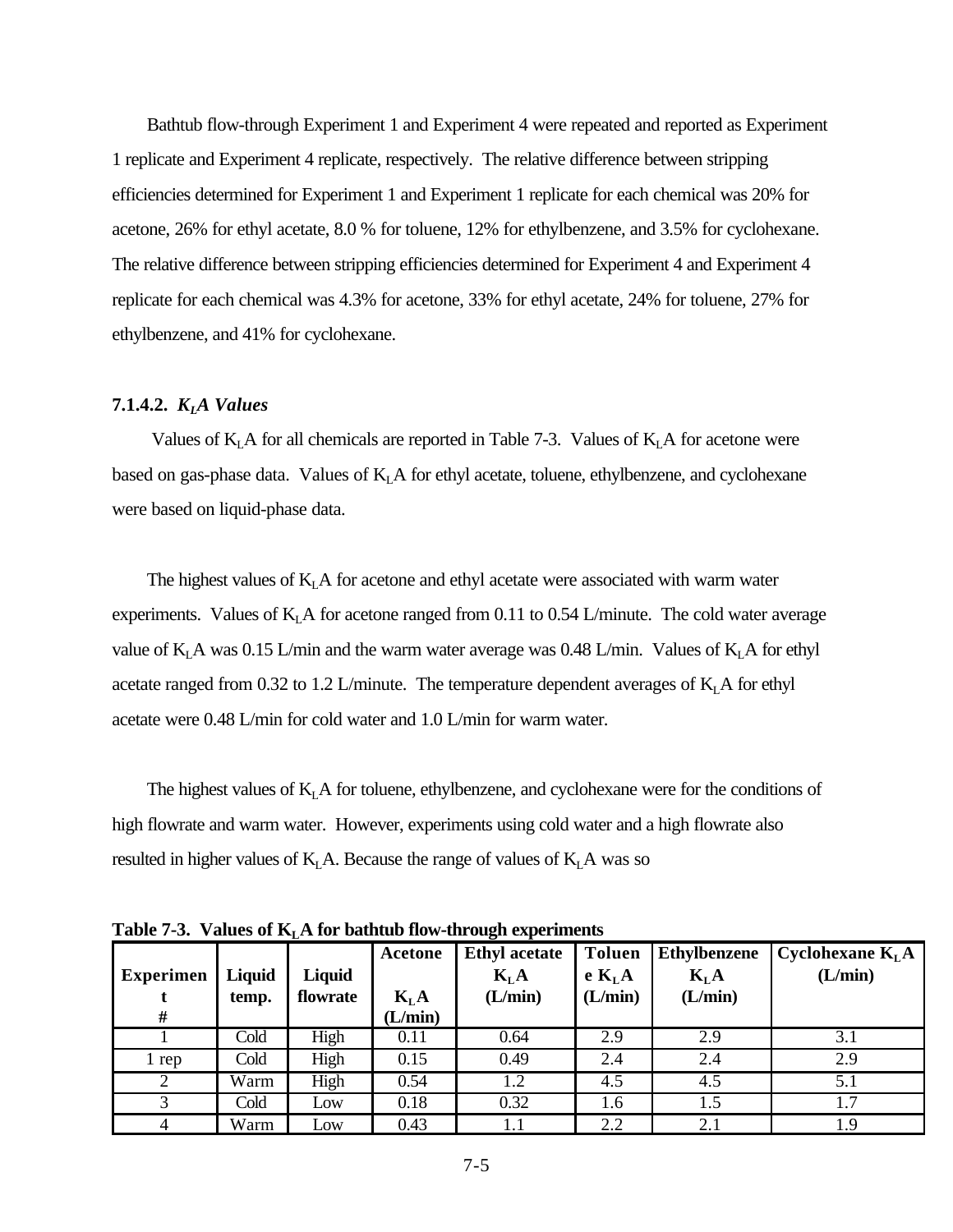Bathtub flow-through Experiment 1 and Experiment 4 were repeated and reported as Experiment 1 replicate and Experiment 4 replicate, respectively. The relative difference between stripping efficiencies determined for Experiment 1 and Experiment 1 replicate for each chemical was 20% for acetone, 26% for ethyl acetate, 8.0 % for toluene, 12% for ethylbenzene, and 3.5% for cyclohexane. The relative difference between stripping efficiencies determined for Experiment 4 and Experiment 4 replicate for each chemical was 4.3% for acetone, 33% for ethyl acetate, 24% for toluene, 27% for ethylbenzene, and 41% for cyclohexane.

#### 7.1.4.2. *$K_LA$ Values*

Values of $K_LA$ for all chemicals are reported in Table 7-3. Values of $K_LA$ for acetone were based on gas-phase data. Values of $K_LA$ for ethyl acetate, toluene, ethylbenzene, and cyclohexane were based on liquid-phase data.

The highest values of $K_LA$ for acetone and ethyl acetate were associated with warm water experiments. Values of $K_LA$ for acetone ranged from 0.11 to 0.54 L/minute. The cold water average value of $K_LA$ was 0.15 L/min and the warm water average was 0.48 L/min. Values of $K_LA$ for ethyl acetate ranged from 0.32 to 1.2 L/minute. The temperature dependent averages of $K_LA$ for ethyl acetate were 0.48 L/min for cold water and 1.0 L/min for warm water.

The highest values of $K_LA$ for toluene, ethylbenzene, and cyclohexane were for the conditions of high flowrate and warm water. However, experiments using cold water and a high flowrate also resulted in higher values of $K_LA$. Because the range of values of $K_LA$ was so

**Table 7-3. Values of $K_LA$ for bathtub flow-through experiments**

| Experiment # | Liquid temp. | Liquid flowrate | Acetone $K_LA$ (L/min) | Ethyl acetate $K_LA$ (L/min) | Toluene $K_LA$ (L/min) | Ethylbenzene $K_LA$ (L/min) | Cyclohexane $K_LA$ (L/min) |
|---|---|---|---|---|---|---|---|
| 1 | Cold | High | 0.11 | 0.64 | 2.9 | 2.9 | 3.1 |
| 1 rep | Cold | High | 0.15 | 0.49 | 2.4 | 2.4 | 2.9 |
| 2 | Warm | High | 0.54 | 1.2 | 4.5 | 4.5 | 5.1 |
| 3 | Cold | Low | 0.18 | 0.32 | 1.6 | 1.5 | 1.7 |
| 4 | Warm | Low | 0.43 | 1.1 | 2.2 | 2.1 | 1.9 |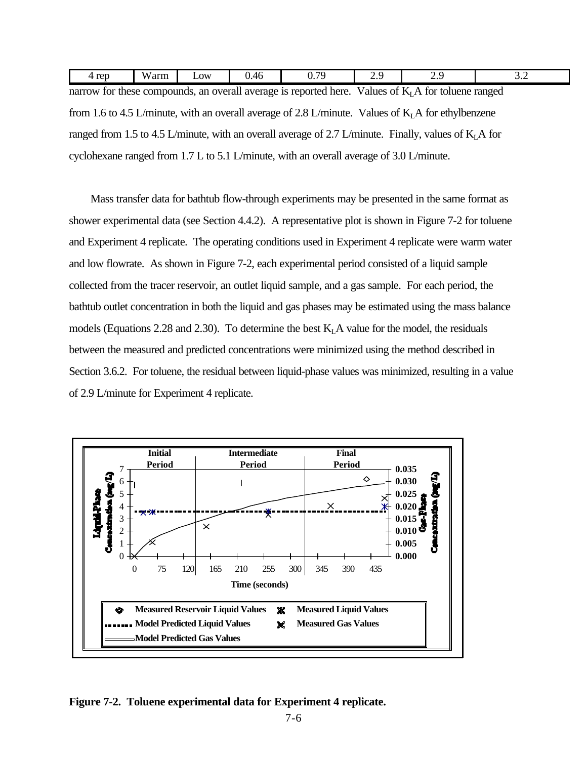| 4 rep | Warm | Low | 0.46 | 0.79 | 2.9 | 2.9 | 3.2 |
|---|---|---|---|---|---|---|---|

narrow for these compounds, an overall average is reported here. Values of $K_LA$ for toluene ranged from 1.6 to 4.5 L/minute, with an overall average of 2.8 L/minute. Values of $K_LA$ for ethylbenzene ranged from 1.5 to 4.5 L/minute, with an overall average of 2.7 L/minute. Finally, values of $K_LA$ for cyclohexane ranged from 1.7 L to 5.1 L/minute, with an overall average of 3.0 L/minute.

Mass transfer data for bathtub flow-through experiments may be presented in the same format as shower experimental data (see Section 4.4.2). A representative plot is shown in Figure 7-2 for toluene and Experiment 4 replicate. The operating conditions used in Experiment 4 replicate were warm water and low flowrate. As shown in Figure 7-2, each experimental period consisted of a liquid sample collected from the tracer reservoir, an outlet liquid sample, and a gas sample. For each period, the bathtub outlet concentration in both the liquid and gas phases may be estimated using the mass balance models (Equations 2.28 and 2.30). To determine the best $K_LA$ value for the model, the residuals between the measured and predicted concentrations were minimized using the method described in Section 3.6.2. For toluene, the residual between liquid-phase values was minimized, resulting in a value of 2.9 L/minute for Experiment 4 replicate.

**Figure 7-2. Toluene experimental data for Experiment 4 replicate.**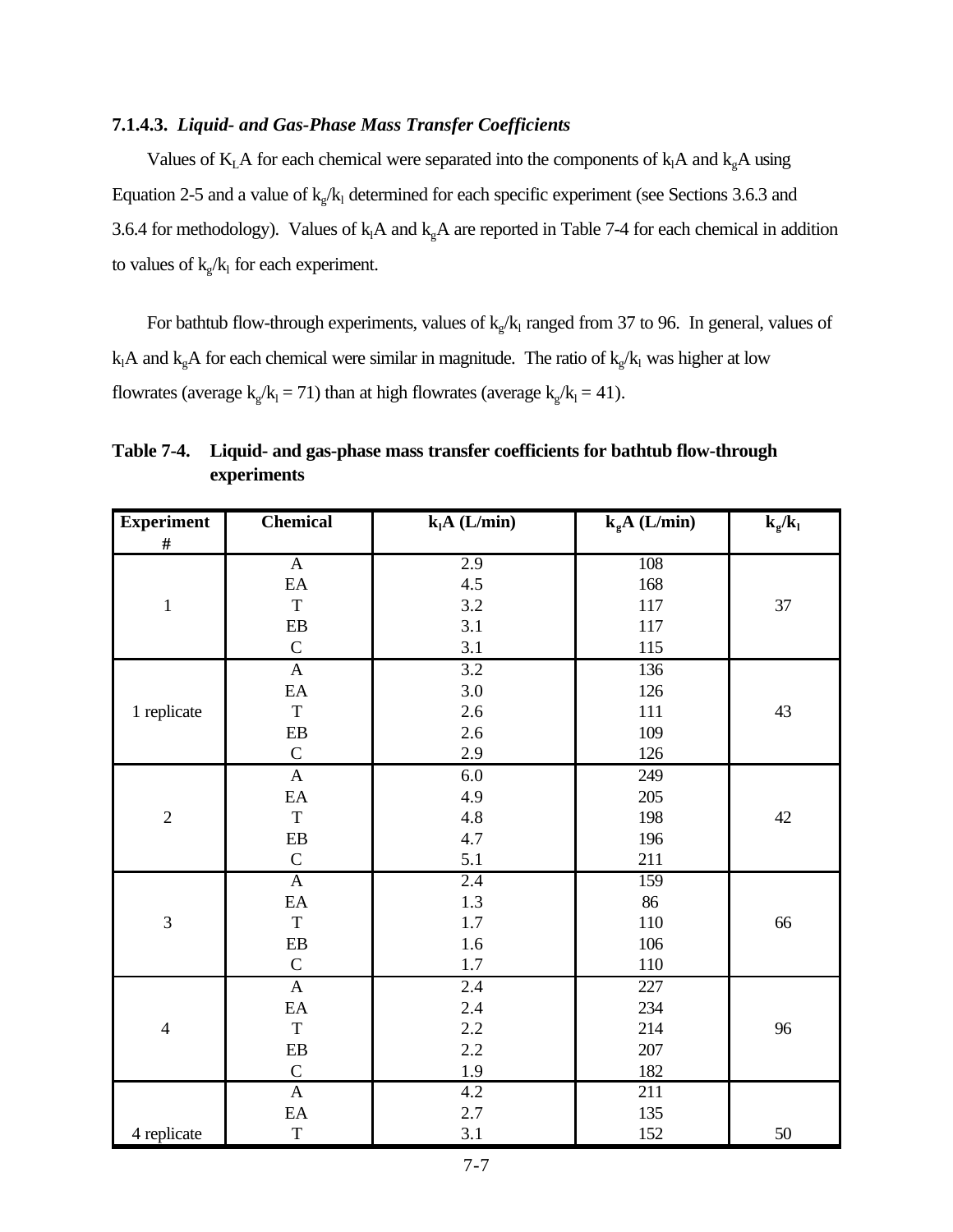### 7.1.4.3. *Liquid- and Gas-Phase Mass Transfer Coefficients*

Values of $K_LA$ for each chemical were separated into the components of $k_lA$ and $k_gA$ using Equation 2-5 and a value of $k_g/k_l$ determined for each specific experiment (see Sections 3.6.3 and 3.6.4 for methodology). Values of $k_lA$ and $k_gA$ are reported in Table 7-4 for each chemical in addition to values of $k_g/k_l$ for each experiment.

For bathtub flow-through experiments, values of $k_g/k_l$ ranged from 37 to 96. In general, values of $k_lA$ and $k_gA$ for each chemical were similar in magnitude. The ratio of $k_g/k_l$ was higher at low flowrates (average $k_g/k_l = 71$) than at high flowrates (average $k_g/k_l = 41$).

**Table 7-4. Liquid- and gas-phase mass transfer coefficients for bathtub flow-through experiments**

| Experiment # | Chemical | $k_lA$ (L/min) | $k_gA$ (L/min) | $k_g/k_l$ |
|---|---|---|---|---|
| 1 | A | 2.9 | 108 | 37 |
| | EA | 4.5 | 168 | |
| | T | 3.2 | 117 | |
| | EB | 3.1 | 117 | |
| | C | 3.1 | 115 | |
| 1 replicate | A | 3.2 | 136 | 43 |
| | EA | 3.0 | 126 | |
| | T | 2.6 | 111 | |
| | EB | 2.6 | 109 | |
| | C | 2.9 | 126 | |
| 2 | A | 6.0 | 249 | 42 |
| | EA | 4.9 | 205 | |
| | T | 4.8 | 198 | |
| | EB | 4.7 | 196 | |
| | C | 5.1 | 211 | |
| 3 | A | 2.4 | 159 | 66 |
| | EA | 1.3 | 86 | |
| | T | 1.7 | 110 | |
| | EB | 1.6 | 106 | |
| | C | 1.7 | 110 | |
| 4 | A | 2.4 | 227 | 96 |
| | EA | 2.4 | 234 | |
| | T | 2.2 | 214 | |
| | EB | 2.2 | 207 | |
| | C | 1.9 | 182 | |
| 4 replicate | A | 4.2 | 211 | 50 |
| | EA | 2.7 | 135 | |
| | T | 3.1 | 152 | |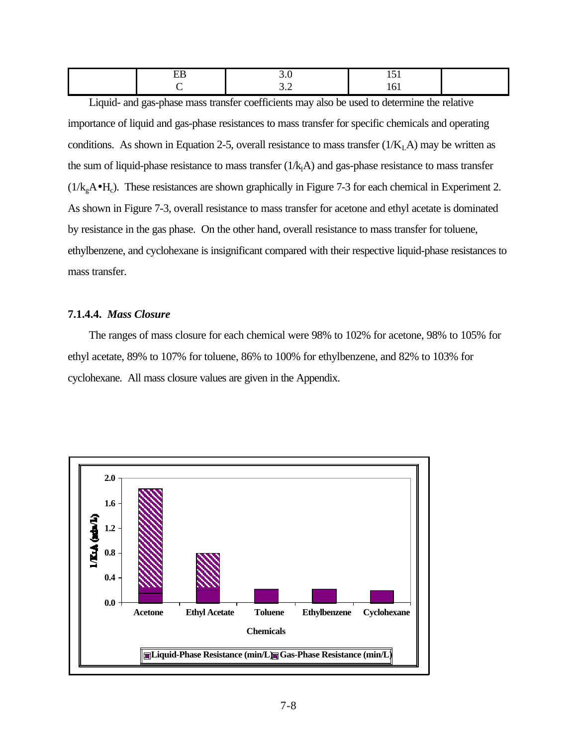|  | EB | 3.0 | 151 |  |
|---|---|---|---|---|
|  | C | 3.2 | 161 |  |

Liquid- and gas-phase mass transfer coefficients may also be used to determine the relative importance of liquid and gas-phase resistances to mass transfer for specific chemicals and operating conditions. As shown in Equation 2-5, overall resistance to mass transfer ($1/K_LA$) may be written as the sum of liquid-phase resistance to mass transfer ($1/k_lA$) and gas-phase resistance to mass transfer ($1/k_gA \bullet H_c$). These resistances are shown graphically in Figure 7-3 for each chemical in Experiment 2. As shown in Figure 7-3, overall resistance to mass transfer for acetone and ethyl acetate is dominated by resistance in the gas phase. On the other hand, overall resistance to mass transfer for toluene, ethylbenzene, and cyclohexane is insignificant compared with their respective liquid-phase resistances to mass transfer.

### 7.1.4.4. *Mass Closure*

The ranges of mass closure for each chemical were 98% to 102% for acetone, 98% to 105% for ethyl acetate, 89% to 107% for toluene, 86% to 100% for ethylbenzene, and 82% to 103% for cyclohexane. All mass closure values are given in the Appendix.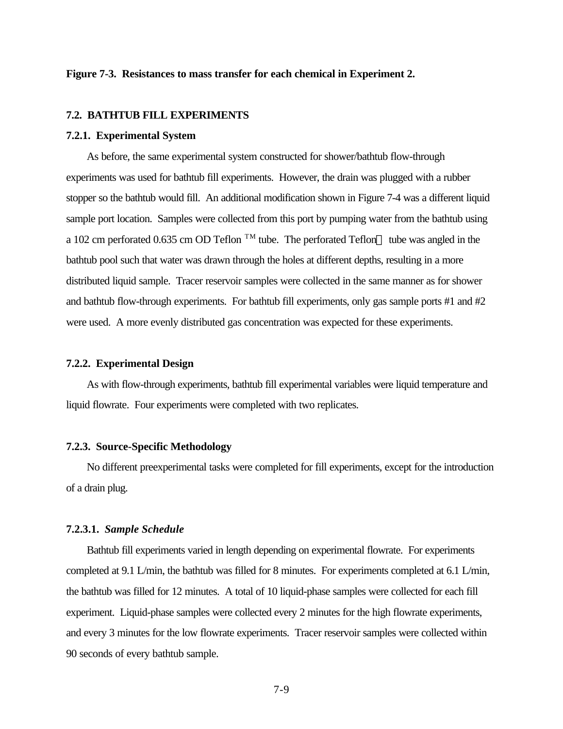**Figure 7-3. Resistances to mass transfer for each chemical in Experiment 2.**

## 7.2. BATHTUB FILL EXPERIMENTS

### 7.2.1. Experimental System

As before, the same experimental system constructed for shower/bathtub flow-through experiments was used for bathtub fill experiments. However, the drain was plugged with a rubber stopper so the bathtub would fill. An additional modification shown in Figure 7-4 was a different liquid sample port location. Samples were collected from this port by pumping water from the bathtub using a 102 cm perforated 0.635 cm OD Teflon ™ tube. The perforated Teflon tube was angled in the bathtub pool such that water was drawn through the holes at different depths, resulting in a more distributed liquid sample. Tracer reservoir samples were collected in the same manner as for shower and bathtub flow-through experiments. For bathtub fill experiments, only gas sample ports #1 and #2 were used. A more evenly distributed gas concentration was expected for these experiments.

### 7.2.2. Experimental Design

As with flow-through experiments, bathtub fill experimental variables were liquid temperature and liquid flowrate. Four experiments were completed with two replicates.

### 7.2.3. Source-Specific Methodology

No different preexperimental tasks were completed for fill experiments, except for the introduction of a drain plug.

#### 7.2.3.1. *Sample Schedule*

Bathtub fill experiments varied in length depending on experimental flowrate. For experiments completed at 9.1 L/min, the bathtub was filled for 8 minutes. For experiments completed at 6.1 L/min, the bathtub was filled for 12 minutes. A total of 10 liquid-phase samples were collected for each fill experiment. Liquid-phase samples were collected every 2 minutes for the high flowrate experiments, and every 3 minutes for the low flowrate experiments. Tracer reservoir samples were collected within 90 seconds of every bathtub sample.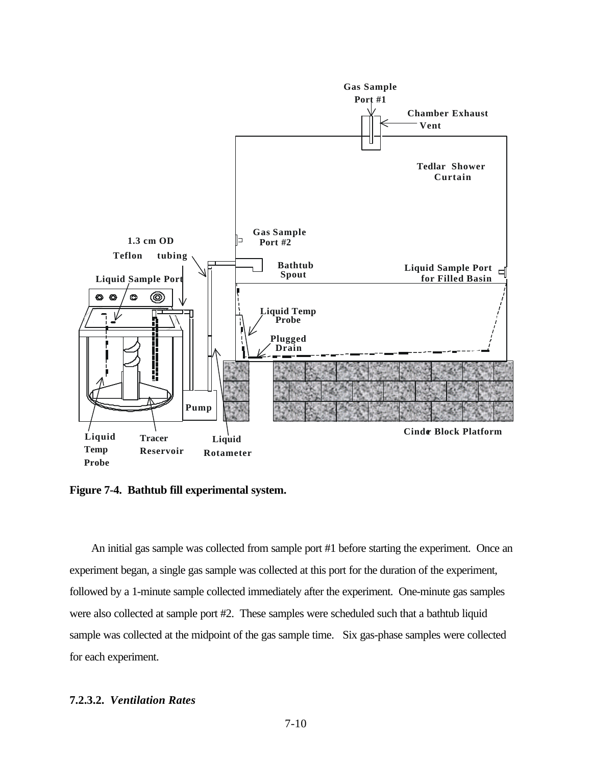**Figure 7-4. Bathtub fill experimental system.**

An initial gas sample was collected from sample port #1 before starting the experiment. Once an experiment began, a single gas sample was collected at this port for the duration of the experiment, followed by a 1-minute sample collected immediately after the experiment. One-minute gas samples were also collected at sample port #2. These samples were scheduled such that a bathtub liquid sample was collected at the midpoint of the gas sample time. Six gas-phase samples were collected for each experiment.

#### 7.2.3.2. *Ventilation Rates*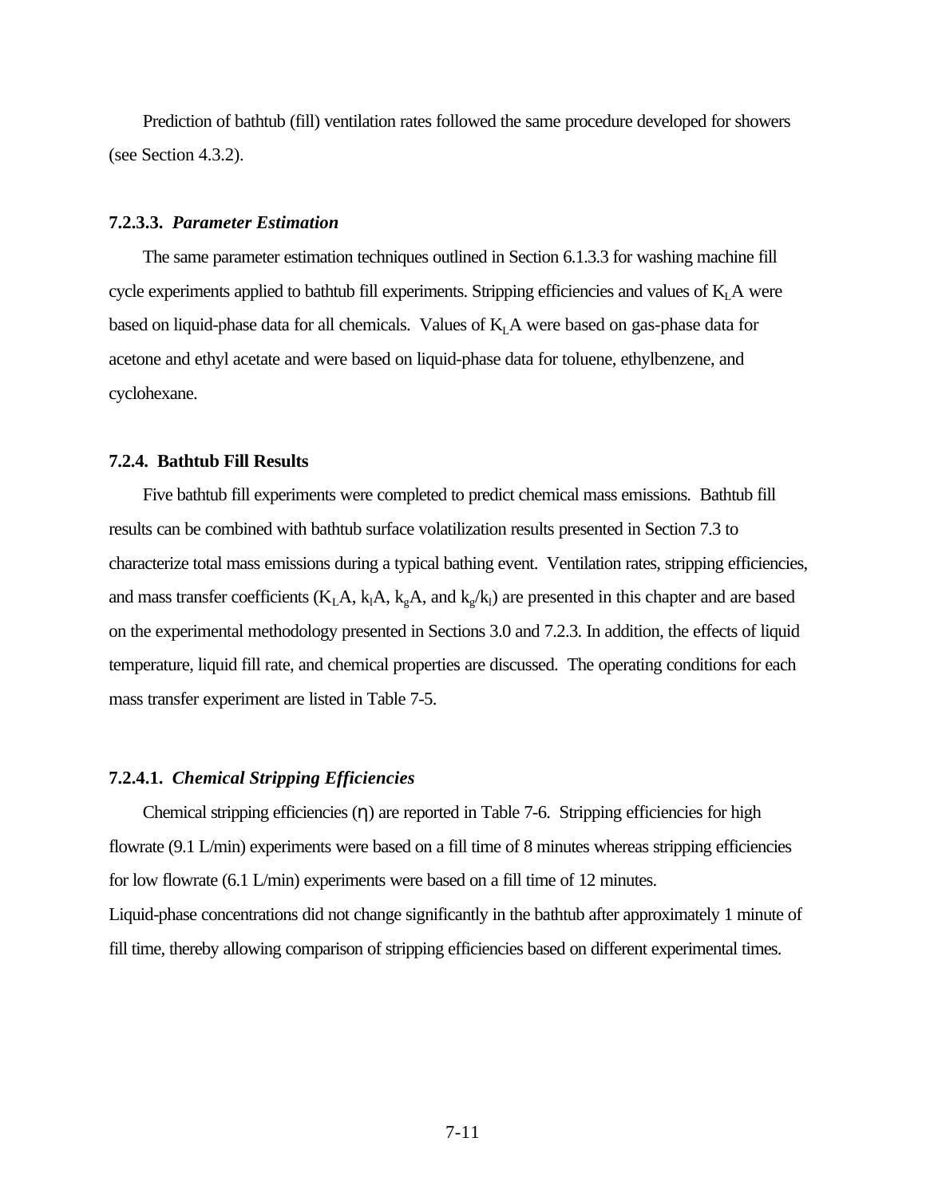Prediction of bathtub (fill) ventilation rates followed the same procedure developed for showers (see Section 4.3.2).

### 7.2.3.3. *Parameter Estimation*

The same parameter estimation techniques outlined in Section 6.1.3.3 for washing machine fill cycle experiments applied to bathtub fill experiments. Stripping efficiencies and values of $K_LA$ were based on liquid-phase data for all chemicals. Values of $K_LA$ were based on gas-phase data for acetone and ethyl acetate and were based on liquid-phase data for toluene, ethylbenzene, and cyclohexane.

## 7.2.4. Bathtub Fill Results

Five bathtub fill experiments were completed to predict chemical mass emissions. Bathtub fill results can be combined with bathtub surface volatilization results presented in Section 7.3 to characterize total mass emissions during a typical bathing event. Ventilation rates, stripping efficiencies, and mass transfer coefficients ($K_LA$, $k_lA$, $k_gA$, and $k_g/k_l$) are presented in this chapter and are based on the experimental methodology presented in Sections 3.0 and 7.2.3. In addition, the effects of liquid temperature, liquid fill rate, and chemical properties are discussed. The operating conditions for each mass transfer experiment are listed in Table 7-5.

### 7.2.4.1. *Chemical Stripping Efficiencies*

Chemical stripping efficiencies ($\eta$) are reported in Table 7-6. Stripping efficiencies for high flowrate (9.1 L/min) experiments were based on a fill time of 8 minutes whereas stripping efficiencies for low flowrate (6.1 L/min) experiments were based on a fill time of 12 minutes. Liquid-phase concentrations did not change significantly in the bathtub after approximately 1 minute of fill time, thereby allowing comparison of stripping efficiencies based on different experimental times.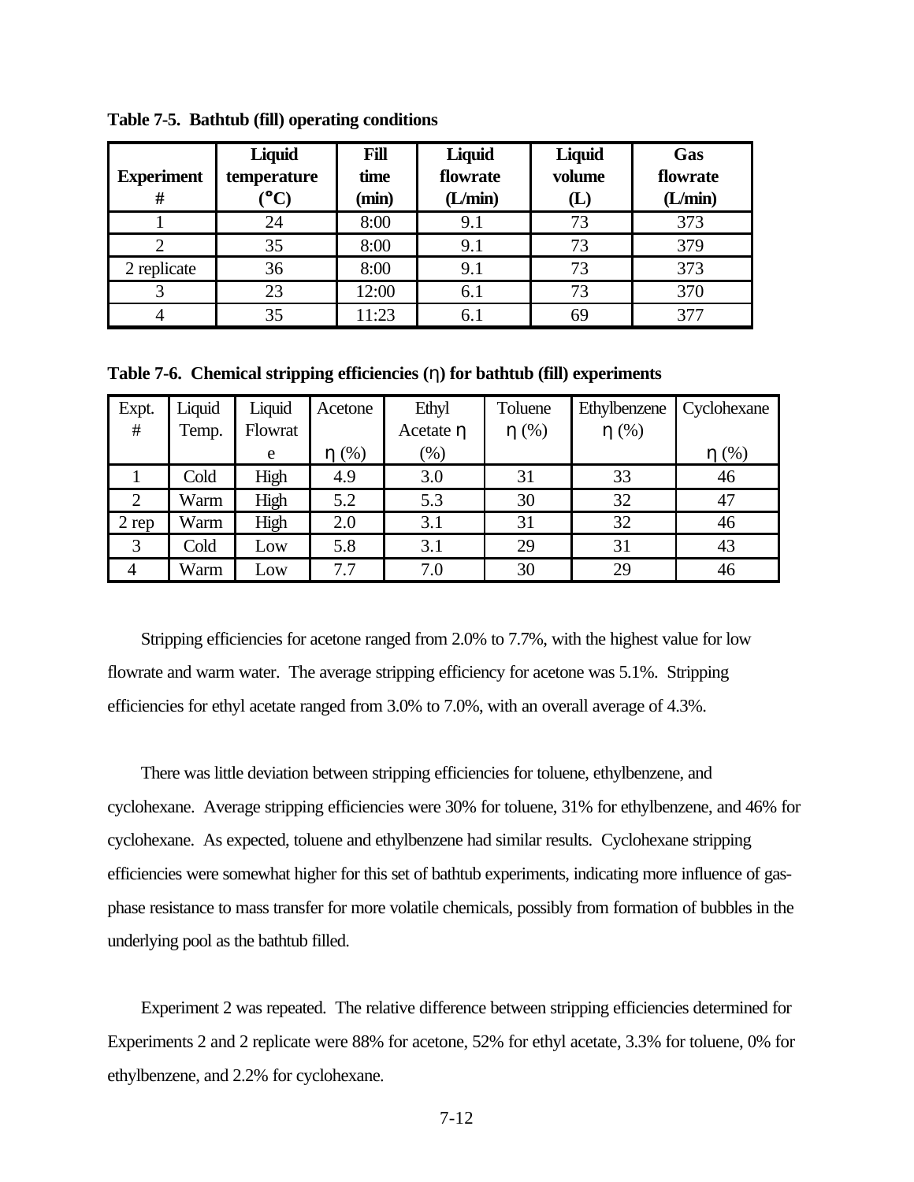**Table 7-5. Bathtub (fill) operating conditions**

| Experiment # | Liquid temperature (°C) | Fill time (min) | Liquid flowrate (L/min) | Liquid volume (L) | Gas flowrate (L/min) |
|---|---|---|---|---|---|
| 1 | 24 | 8:00 | 9.1 | 73 | 373 |
| 2 | 35 | 8:00 | 9.1 | 73 | 379 |
| 2 replicate | 36 | 8:00 | 9.1 | 73 | 373 |
| 3 | 23 | 12:00 | 6.1 | 73 | 370 |
| 4 | 35 | 11:23 | 6.1 | 69 | 377 |

**Table 7-6. Chemical stripping efficiencies (η) for bathtub (fill) experiments**

| Expt. # | Liquid Temp. | Liquid Flowrate | Acetone η (%) | Ethyl Acetate η (%) | Toluene η (%) | Ethylbenzene η (%) | Cyclohexane η (%) |
|---|---|---|---|---|---|---|---|
| 1 | Cold | High | 4.9 | 3.0 | 31 | 33 | 46 |
| 2 | Warm | High | 5.2 | 5.3 | 30 | 32 | 47 |
| 2 rep | Warm | High | 2.0 | 3.1 | 31 | 32 | 46 |
| 3 | Cold | Low | 5.8 | 3.1 | 29 | 31 | 43 |
| 4 | Warm | Low | 7.7 | 7.0 | 30 | 29 | 46 |

Stripping efficiencies for acetone ranged from 2.0% to 7.7%, with the highest value for low flowrate and warm water. The average stripping efficiency for acetone was 5.1%. Stripping efficiencies for ethyl acetate ranged from 3.0% to 7.0%, with an overall average of 4.3%.

There was little deviation between stripping efficiencies for toluene, ethylbenzene, and cyclohexane. Average stripping efficiencies were 30% for toluene, 31% for ethylbenzene, and 46% for cyclohexane. As expected, toluene and ethylbenzene had similar results. Cyclohexane stripping efficiencies were somewhat higher for this set of bathtub experiments, indicating more influence of gas-phase resistance to mass transfer for more volatile chemicals, possibly from formation of bubbles in the underlying pool as the bathtub filled.

Experiment 2 was repeated. The relative difference between stripping efficiencies determined for Experiments 2 and 2 replicate were 88% for acetone, 52% for ethyl acetate, 3.3% for toluene, 0% for ethylbenzene, and 2.2% for cyclohexane.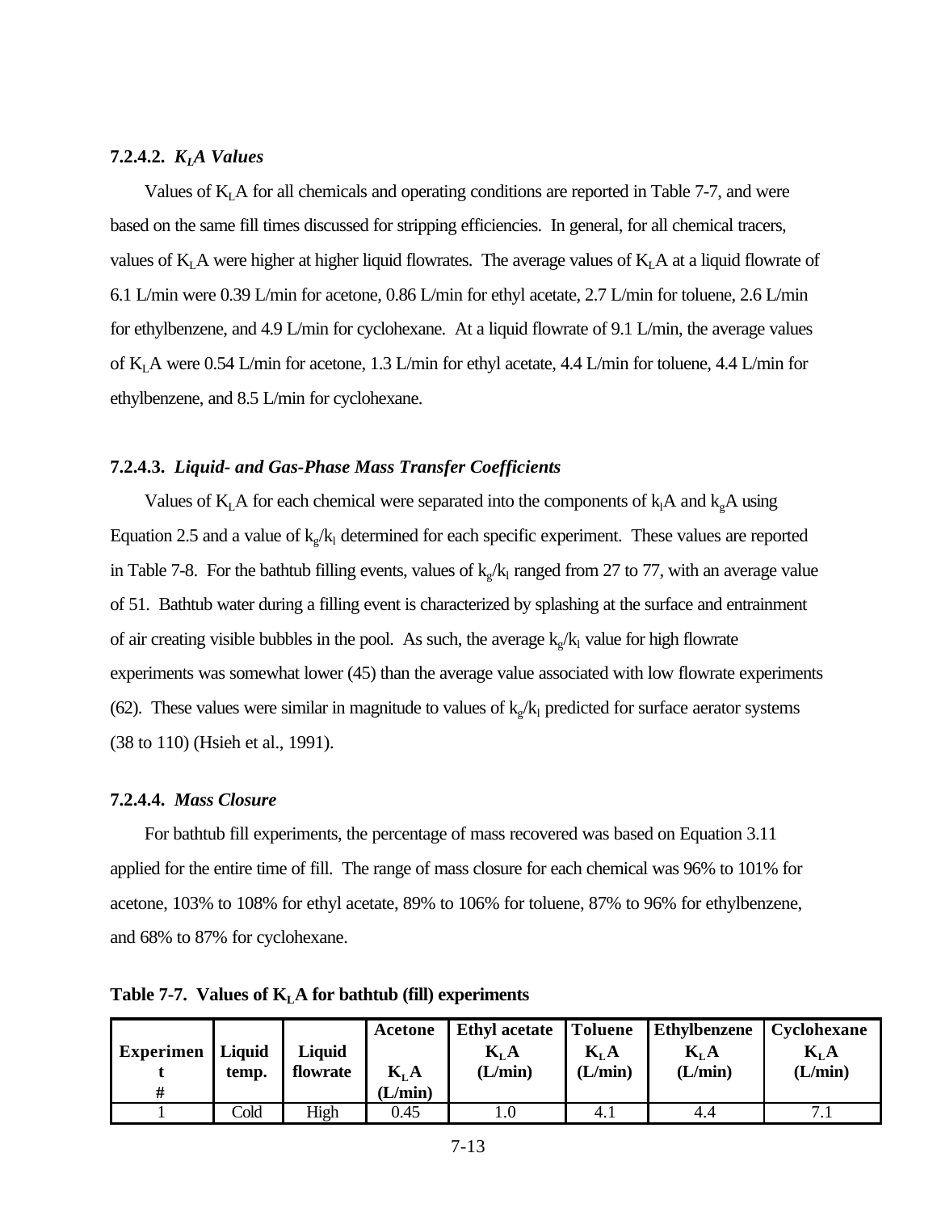#### 7.2.4.2. *$K_LA$ Values*

Values of $K_LA$ for all chemicals and operating conditions are reported in Table 7-7, and were based on the same fill times discussed for stripping efficiencies. In general, for all chemical tracers, values of $K_LA$ were higher at higher liquid flowrates. The average values of $K_LA$ at a liquid flowrate of 6.1 L/min were 0.39 L/min for acetone, 0.86 L/min for ethyl acetate, 2.7 L/min for toluene, 2.6 L/min for ethylbenzene, and 4.9 L/min for cyclohexane. At a liquid flowrate of 9.1 L/min, the average values of $K_LA$ were 0.54 L/min for acetone, 1.3 L/min for ethyl acetate, 4.4 L/min for toluene, 4.4 L/min for ethylbenzene, and 8.5 L/min for cyclohexane.

#### 7.2.4.3. *Liquid- and Gas-Phase Mass Transfer Coefficients*

Values of $K_LA$ for each chemical were separated into the components of $k_lA$ and $k_gA$ using Equation 2.5 and a value of $k_g/k_l$ determined for each specific experiment. These values are reported in Table 7-8. For the bathtub filling events, values of $k_g/k_l$ ranged from 27 to 77, with an average value of 51. Bathtub water during a filling event is characterized by splashing at the surface and entrainment of air creating visible bubbles in the pool. As such, the average $k_g/k_l$ value for high flowrate experiments was somewhat lower (45) than the average value associated with low flowrate experiments (62). These values were similar in magnitude to values of $k_g/k_l$ predicted for surface aerator systems (38 to 110) (Hsieh et al., 1991).

#### 7.2.4.4. *Mass Closure*

For bathtub fill experiments, the percentage of mass recovered was based on Equation 3.11 applied for the entire time of fill. The range of mass closure for each chemical was 96% to 101% for acetone, 103% to 108% for ethyl acetate, 89% to 106% for toluene, 87% to 96% for ethylbenzene, and 68% to 87% for cyclohexane.

**Table 7-7. Values of $K_LA$ for bathtub (fill) experiments**

| Experiment # | Liquid temp. | Liquid flowrate | Acetone $K_LA$ (L/min) | Ethyl acetate $K_LA$ (L/min) | Toluene $K_LA$ (L/min) | Ethylbenzene $K_LA$ (L/min) | Cyclohexane $K_LA$ (L/min) |
|---|---|---|---|---|---|---|---|
| 1 | Cold | High | 0.45 | 1.0 | 4.1 | 4.4 | 7.1 |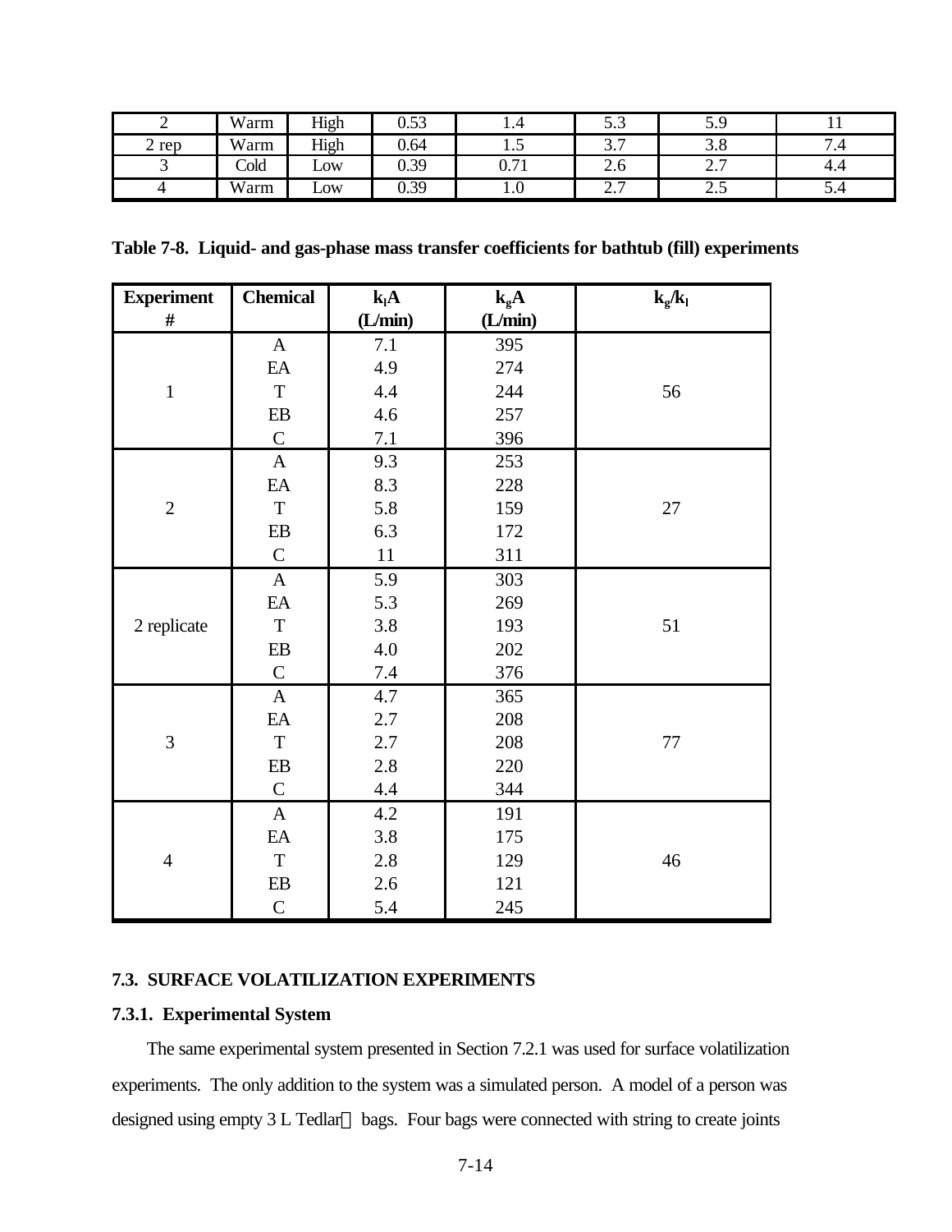| 2 | Warm | High | 0.53 | 1.4 | 5.3 | 5.9 | 11 |
|---|---|---|---|---|---|---|---|
| 2 rep | Warm | High | 0.64 | 1.5 | 3.7 | 3.8 | 7.4 |
| 3 | Cold | Low | 0.39 | 0.71 | 2.6 | 2.7 | 4.4 |
| 4 | Warm | Low | 0.39 | 1.0 | 2.7 | 2.5 | 5.4 |

**Table 7-8. Liquid- and gas-phase mass transfer coefficients for bathtub (fill) experiments**

| Experiment # | Chemical | $k_lA$ (L/min) | $k_gA$ (L/min) | $k_g/k_l$ |
|---|---|---|---|---|
| 1 | A | 7.1 | 395 | 56 |
| | EA | 4.9 | 274 | |
| | T | 4.4 | 244 | |
| | EB | 4.6 | 257 | |
| | C | 7.1 | 396 | |
| 2 | A | 9.3 | 253 | 27 |
| | EA | 8.3 | 228 | |
| | T | 5.8 | 159 | |
| | EB | 6.3 | 172 | |
| | C | 11 | 311 | |
| 2 replicate | A | 5.9 | 303 | 51 |
| | EA | 5.3 | 269 | |
| | T | 3.8 | 193 | |
| | EB | 4.0 | 202 | |
| | C | 7.4 | 376 | |
| 3 | A | 4.7 | 365 | 77 |
| | EA | 2.7 | 208 | |
| | T | 2.7 | 208 | |
| | EB | 2.8 | 220 | |
| | C | 4.4 | 344 | |
| 4 | A | 4.2 | 191 | 46 |
| | EA | 3.8 | 175 | |
| | T | 2.8 | 129 | |
| | EB | 2.6 | 121 | |
| | C | 5.4 | 245 | |

### 7.3. SURFACE VOLATILIZATION EXPERIMENTS

#### 7.3.1. Experimental System

The same experimental system presented in Section 7.2.1 was used for surface volatilization experiments. The only addition to the system was a simulated person. A model of a person was designed using empty 3 L Tedlar® bags. Four bags were connected with string to create joints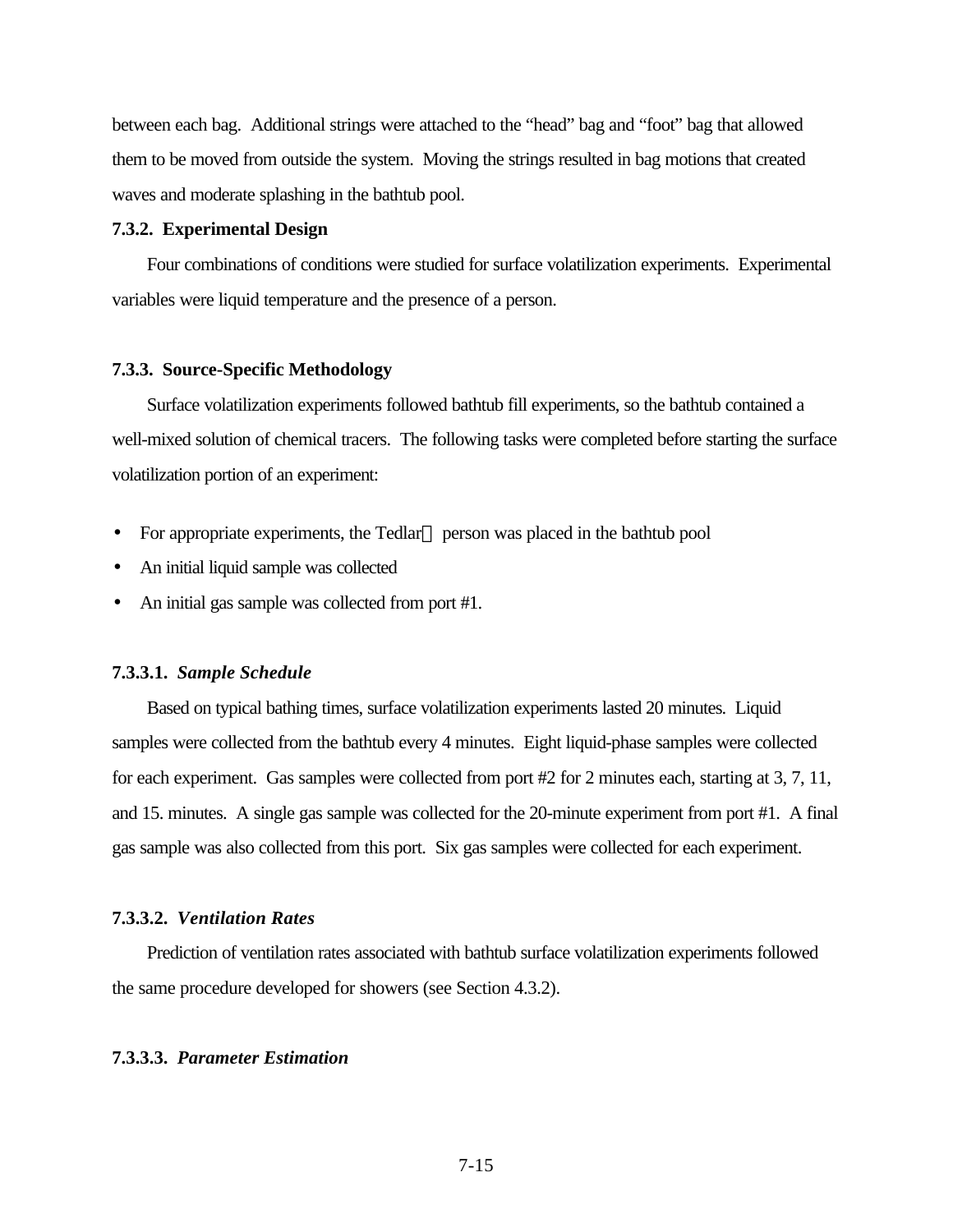between each bag. Additional strings were attached to the "head" bag and "foot" bag that allowed them to be moved from outside the system. Moving the strings resulted in bag motions that created waves and moderate splashing in the bathtub pool.

### 7.3.2. Experimental Design

Four combinations of conditions were studied for surface volatilization experiments. Experimental variables were liquid temperature and the presence of a person.

### 7.3.3. Source-Specific Methodology

Surface volatilization experiments followed bathtub fill experiments, so the bathtub contained a well-mixed solution of chemical tracers. The following tasks were completed before starting the surface volatilization portion of an experiment:

- For appropriate experiments, the Tedlar person was placed in the bathtub pool
- An initial liquid sample was collected
- An initial gas sample was collected from port #1.

#### 7.3.3.1. *Sample Schedule*

Based on typical bathing times, surface volatilization experiments lasted 20 minutes. Liquid samples were collected from the bathtub every 4 minutes. Eight liquid-phase samples were collected for each experiment. Gas samples were collected from port #2 for 2 minutes each, starting at 3, 7, 11, and 15. minutes. A single gas sample was collected for the 20-minute experiment from port #1. A final gas sample was also collected from this port. Six gas samples were collected for each experiment.

#### 7.3.3.2. *Ventilation Rates*

Prediction of ventilation rates associated with bathtub surface volatilization experiments followed the same procedure developed for showers (see Section 4.3.2).

#### 7.3.3.3. *Parameter Estimation*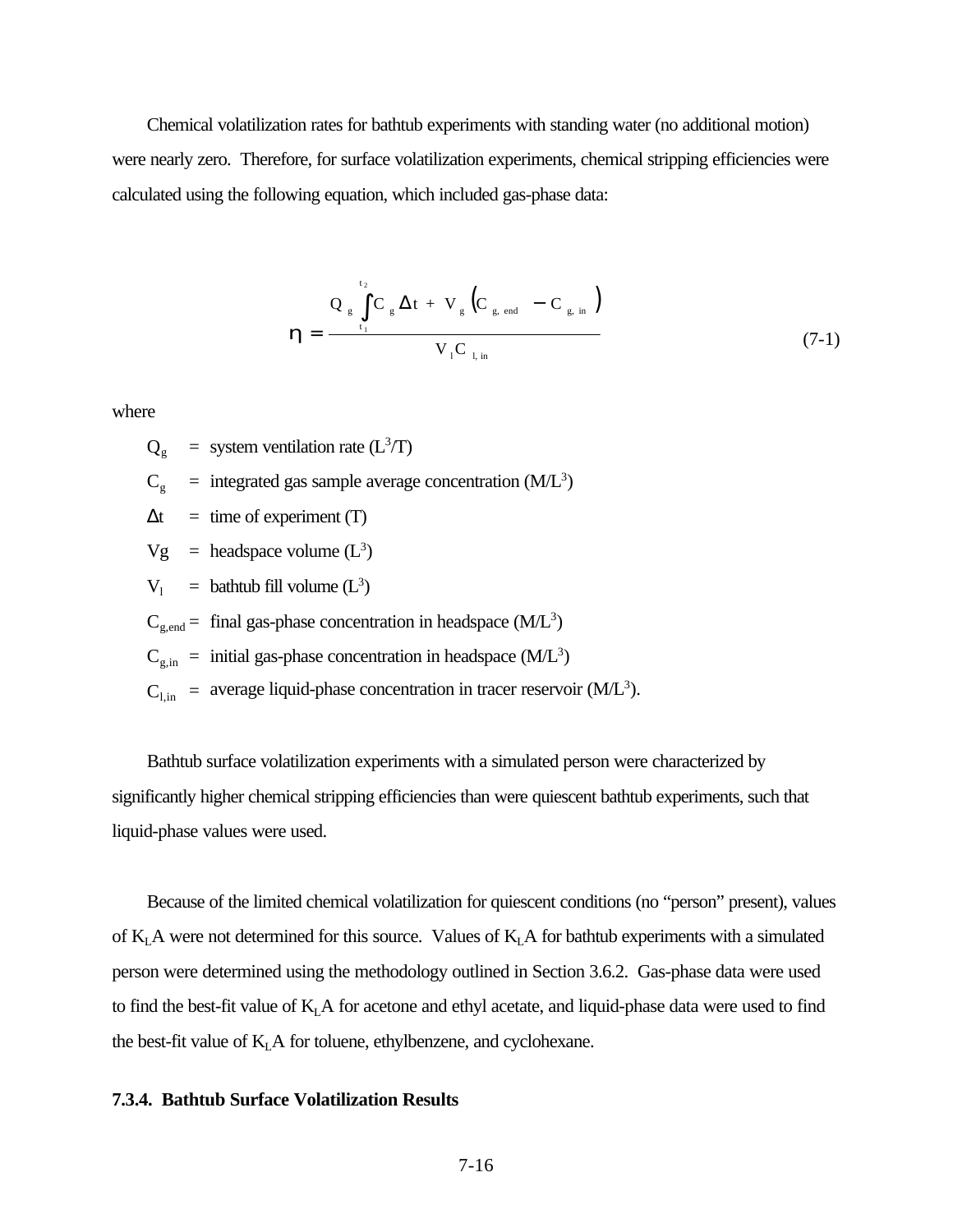Chemical volatilization rates for bathtub experiments with standing water (no additional motion) were nearly zero. Therefore, for surface volatilization experiments, chemical stripping efficiencies were calculated using the following equation, which included gas-phase data:

$$\eta = \frac{Q_g \int_{t_1}^{t_2} C_g \Delta t + V_g \left( C_{g,\,end} - C_{g,\,in} \right)}{V_l C_{l,\,in}} \tag{7-1}$$

where

$Q_g$ = system ventilation rate ($L^3/T$)

$C_g$ = integrated gas sample average concentration ($M/L^3$)

$\Delta t$ = time of experiment (T)

Vg = headspace volume ($L^3$)

$V_l$ = bathtub fill volume ($L^3$)

$C_{g,end}$ = final gas-phase concentration in headspace ($M/L^3$)

$C_{g,in}$ = initial gas-phase concentration in headspace ($M/L^3$)

$C_{l,in}$ = average liquid-phase concentration in tracer reservoir ($M/L^3$).

Bathtub surface volatilization experiments with a simulated person were characterized by significantly higher chemical stripping efficiencies than were quiescent bathtub experiments, such that liquid-phase values were used.

Because of the limited chemical volatilization for quiescent conditions (no "person" present), values of $K_LA$ were not determined for this source. Values of $K_LA$ for bathtub experiments with a simulated person were determined using the methodology outlined in Section 3.6.2. Gas-phase data were used to find the best-fit value of $K_LA$ for acetone and ethyl acetate, and liquid-phase data were used to find the best-fit value of $K_LA$ for toluene, ethylbenzene, and cyclohexane.

### 7.3.4. Bathtub Surface Volatilization Results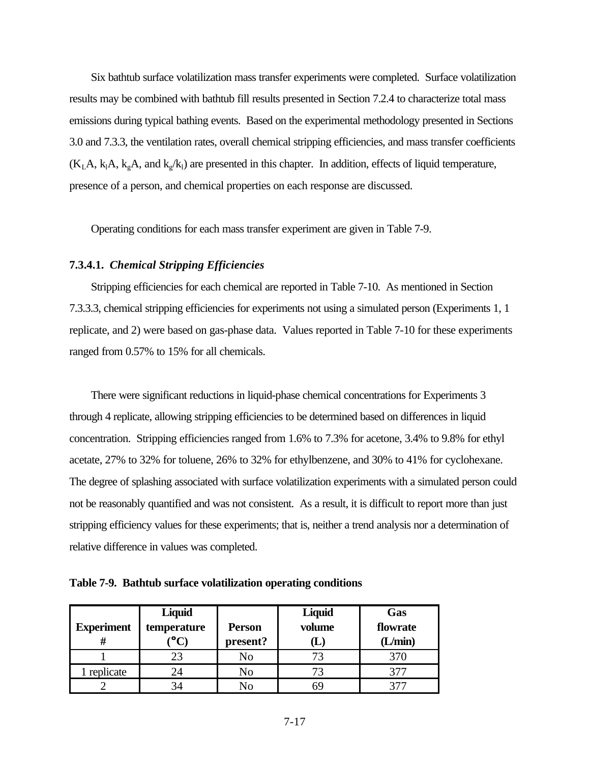Six bathtub surface volatilization mass transfer experiments were completed. Surface volatilization results may be combined with bathtub fill results presented in Section 7.2.4 to characterize total mass emissions during typical bathing events. Based on the experimental methodology presented in Sections 3.0 and 7.3.3, the ventilation rates, overall chemical stripping efficiencies, and mass transfer coefficients ($K_LA$, $k_lA$, $k_gA$, and $k_g/k_l$) are presented in this chapter. In addition, effects of liquid temperature, presence of a person, and chemical properties on each response are discussed.

Operating conditions for each mass transfer experiment are given in Table 7-9.

### 7.3.4.1. *Chemical Stripping Efficiencies*

Stripping efficiencies for each chemical are reported in Table 7-10. As mentioned in Section 7.3.3.3, chemical stripping efficiencies for experiments not using a simulated person (Experiments 1, 1 replicate, and 2) were based on gas-phase data. Values reported in Table 7-10 for these experiments ranged from 0.57% to 15% for all chemicals.

There were significant reductions in liquid-phase chemical concentrations for Experiments 3 through 4 replicate, allowing stripping efficiencies to be determined based on differences in liquid concentration. Stripping efficiencies ranged from 1.6% to 7.3% for acetone, 3.4% to 9.8% for ethyl acetate, 27% to 32% for toluene, 26% to 32% for ethylbenzene, and 30% to 41% for cyclohexane. The degree of splashing associated with surface volatilization experiments with a simulated person could not be reasonably quantified and was not consistent. As a result, it is difficult to report more than just stripping efficiency values for these experiments; that is, neither a trend analysis nor a determination of relative difference in values was completed.

**Table 7-9. Bathtub surface volatilization operating conditions**

| Experiment # | Liquid temperature (°C) | Person present? | Liquid volume (L) | Gas flowrate (L/min) |
|---|---|---|---|---|
| 1 | 23 | No | 73 | 370 |
| 1 replicate | 24 | No | 73 | 377 |
| 2 | 34 | No | 69 | 377 |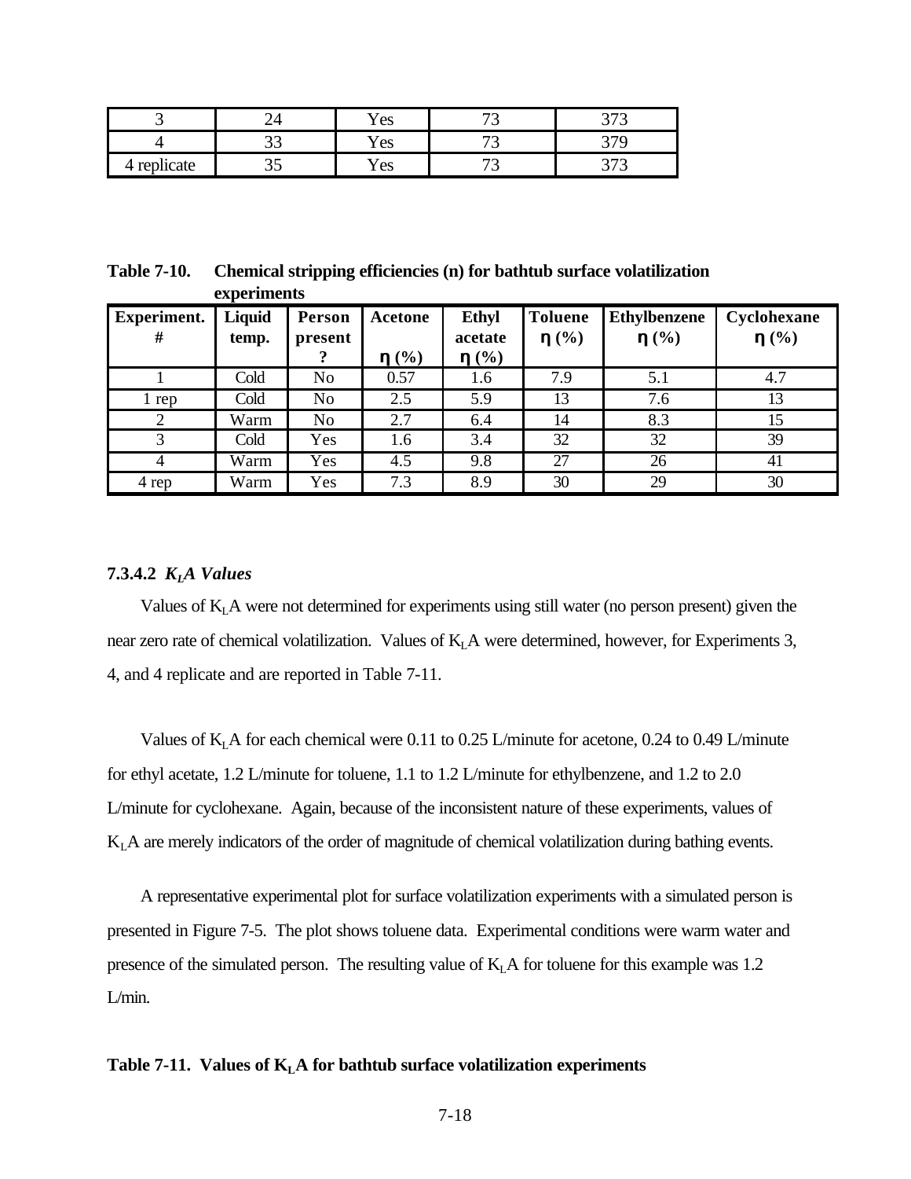| 3 | 24 | Yes | 73 | 373 |
|---|---|---|---|---|
| 4 | 33 | Yes | 73 | 379 |
| 4 replicate | 35 | Yes | 73 | 373 |

**Table 7-10. Chemical stripping efficiencies (n) for bathtub surface volatilization experiments**

| Experiment. # | Liquid temp. | Person present ? | Acetone $\eta$ (%) | Ethyl acetate $\eta$ (%) | Toluene $\eta$ (%) | Ethylbenzene $\eta$ (%) | Cyclohexane $\eta$ (%) |
|---|---|---|---|---|---|---|---|
| 1 | Cold | No | 0.57 | 1.6 | 7.9 | 5.1 | 4.7 |
| 1 rep | Cold | No | 2.5 | 5.9 | 13 | 7.6 | 13 |
| 2 | Warm | No | 2.7 | 6.4 | 14 | 8.3 | 15 |
| 3 | Cold | Yes | 1.6 | 3.4 | 32 | 32 | 39 |
| 4 | Warm | Yes | 4.5 | 9.8 | 27 | 26 | 41 |
| 4 rep | Warm | Yes | 7.3 | 8.9 | 30 | 29 | 30 |

#### 7.3.4.2 *$K_LA$ Values*

Values of $K_LA$ were not determined for experiments using still water (no person present) given the near zero rate of chemical volatilization. Values of $K_LA$ were determined, however, for Experiments 3, 4, and 4 replicate and are reported in Table 7-11.

Values of $K_LA$ for each chemical were 0.11 to 0.25 L/minute for acetone, 0.24 to 0.49 L/minute for ethyl acetate, 1.2 L/minute for toluene, 1.1 to 1.2 L/minute for ethylbenzene, and 1.2 to 2.0 L/minute for cyclohexane. Again, because of the inconsistent nature of these experiments, values of $K_LA$ are merely indicators of the order of magnitude of chemical volatilization during bathing events.

A representative experimental plot for surface volatilization experiments with a simulated person is presented in Figure 7-5. The plot shows toluene data. Experimental conditions were warm water and presence of the simulated person. The resulting value of $K_LA$ for toluene for this example was 1.2 L/min.

**Table 7-11. Values of $K_LA$ for bathtub surface volatilization experiments**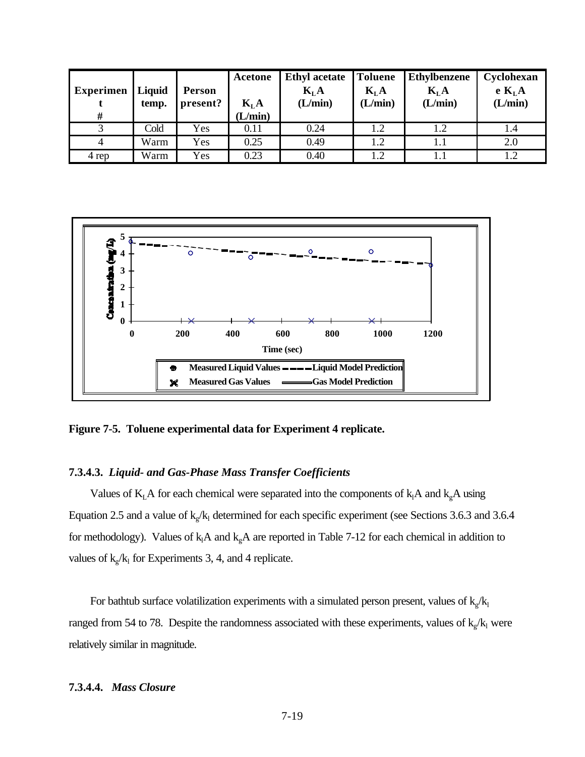| Experiment # | Liquid temp. | Person present? | Acetone $K_LA$ (L/min) | Ethyl acetate $K_LA$ (L/min) | Toluene $K_LA$ (L/min) | Ethylbenzene $K_LA$ (L/min) | Cyclohexane $K_LA$ (L/min) |
|---|---|---|---|---|---|---|---|
| 3 | Cold | Yes | 0.11 | 0.24 | 1.2 | 1.2 | 1.4 |
| 4 | Warm | Yes | 0.25 | 0.49 | 1.2 | 1.1 | 2.0 |
| 4 rep | Warm | Yes | 0.23 | 0.40 | 1.2 | 1.1 | 1.2 |

**Figure 7-5. Toluene experimental data for Experiment 4 replicate.**

### 7.3.4.3. *Liquid- and Gas-Phase Mass Transfer Coefficients*

Values of $K_LA$ for each chemical were separated into the components of $k_lA$ and $k_gA$ using Equation 2.5 and a value of $k_g/k_l$ determined for each specific experiment (see Sections 3.6.3 and 3.6.4 for methodology). Values of $k_lA$ and $k_gA$ are reported in Table 7-12 for each chemical in addition to values of $k_g/k_l$ for Experiments 3, 4, and 4 replicate.

For bathtub surface volatilization experiments with a simulated person present, values of $k_g/k_l$ ranged from 54 to 78. Despite the randomness associated with these experiments, values of $k_g/k_l$ were relatively similar in magnitude.

### 7.3.4.4. *Mass Closure*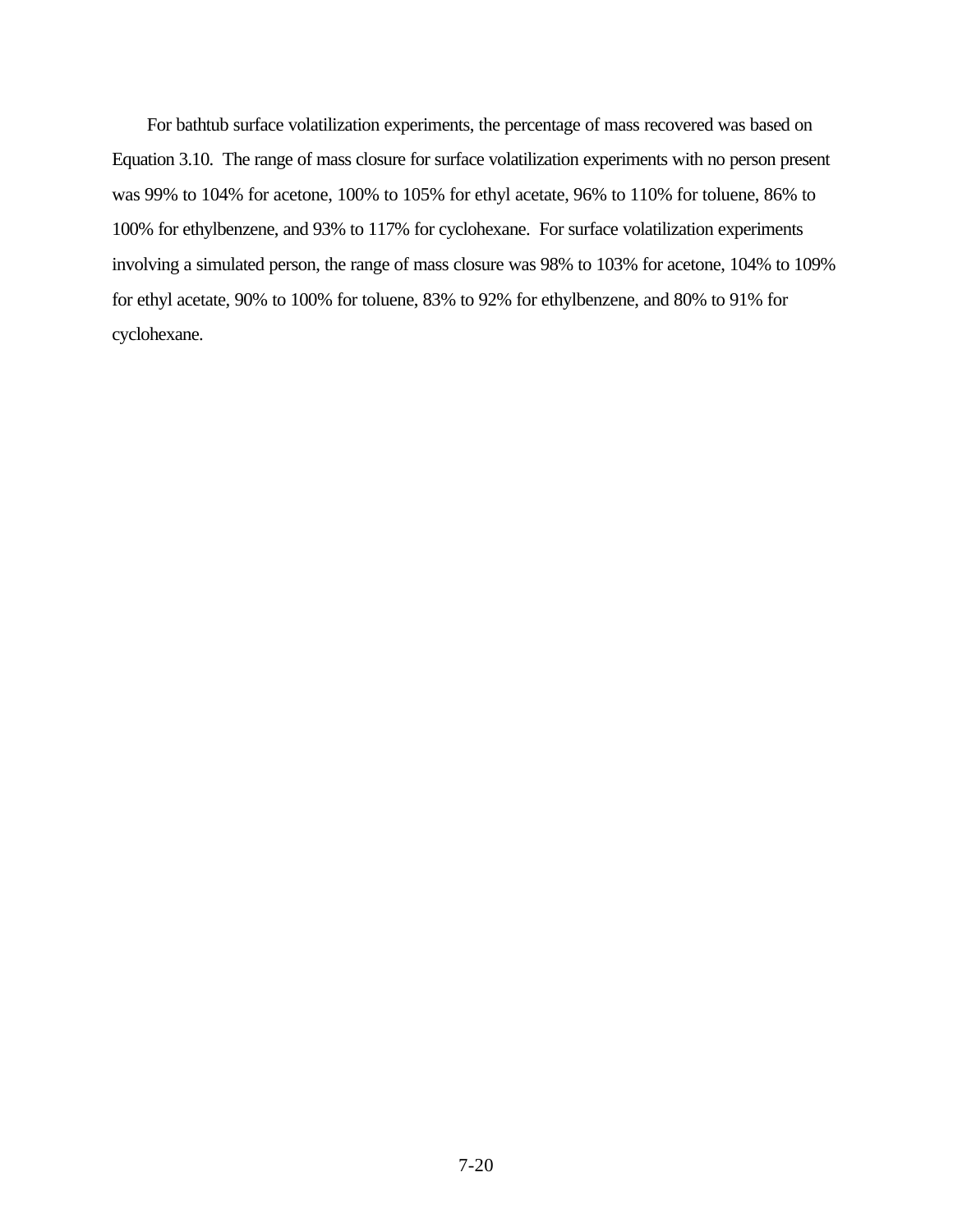For bathtub surface volatilization experiments, the percentage of mass recovered was based on Equation 3.10. The range of mass closure for surface volatilization experiments with no person present was 99% to 104% for acetone, 100% to 105% for ethyl acetate, 96% to 110% for toluene, 86% to 100% for ethylbenzene, and 93% to 117% for cyclohexane. For surface volatilization experiments involving a simulated person, the range of mass closure was 98% to 103% for acetone, 104% to 109% for ethyl acetate, 90% to 100% for toluene, 83% to 92% for ethylbenzene, and 80% to 91% for cyclohexane.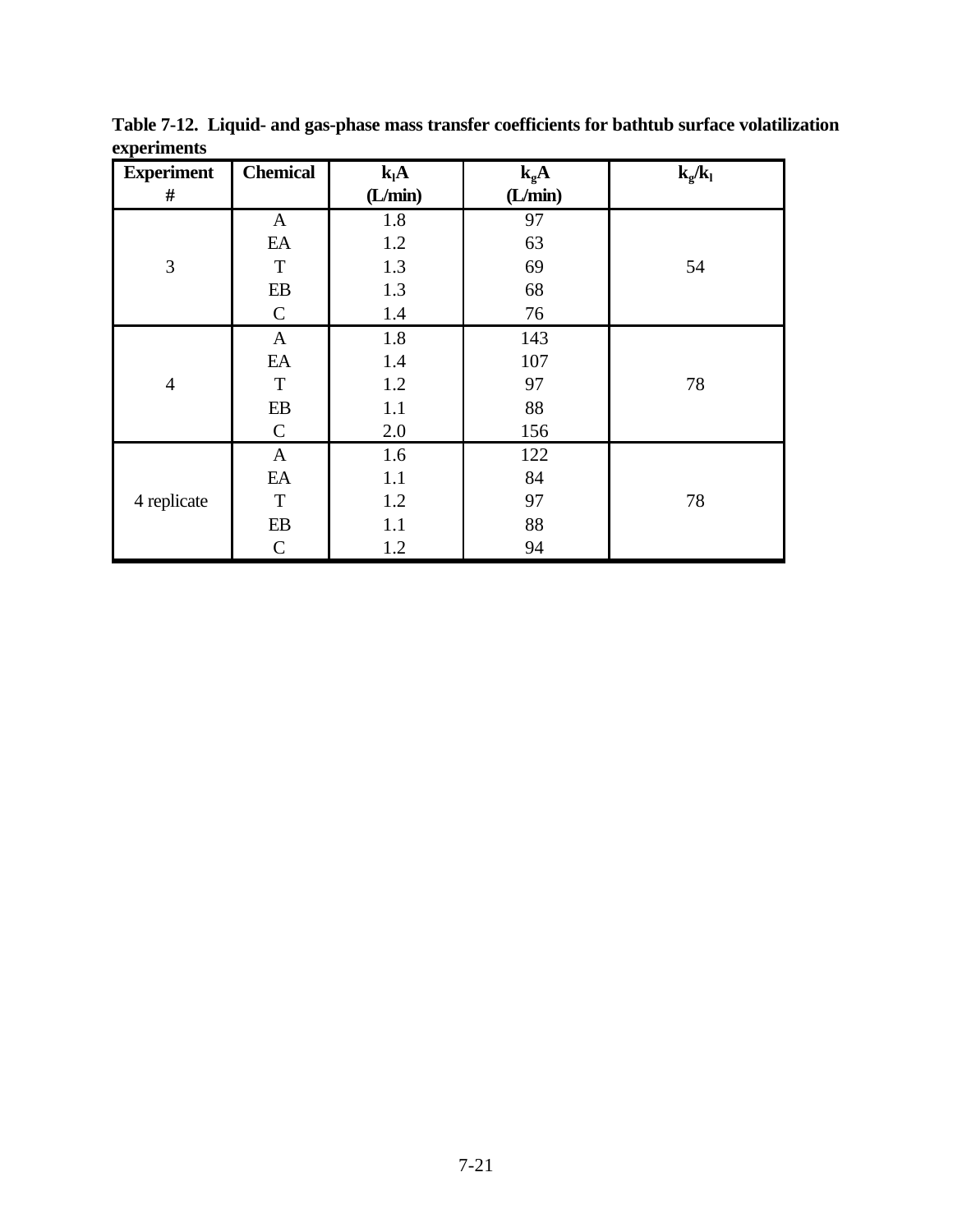**Table 7-12. Liquid- and gas-phase mass transfer coefficients for bathtub surface volatilization experiments**

| Experiment # | Chemical | $k_lA$ (L/min) | $k_gA$ (L/min) | $k_g/k_l$ |
|---|---|---|---|---|
| 3 | A | 1.8 | 97 | 54 |
| | EA | 1.2 | 63 | |
| | T | 1.3 | 69 | |
| | EB | 1.3 | 68 | |
| | C | 1.4 | 76 | |
| 4 | A | 1.8 | 143 | 78 |
| | EA | 1.4 | 107 | |
| | T | 1.2 | 97 | |
| | EB | 1.1 | 88 | |
| | C | 2.0 | 156 | |
| 4 replicate | A | 1.6 | 122 | 78 |
| | EA | 1.1 | 84 | |
| | T | 1.2 | 97 | |
| | EB | 1.1 | 88 | |
| | C | 1.2 | 94 | |